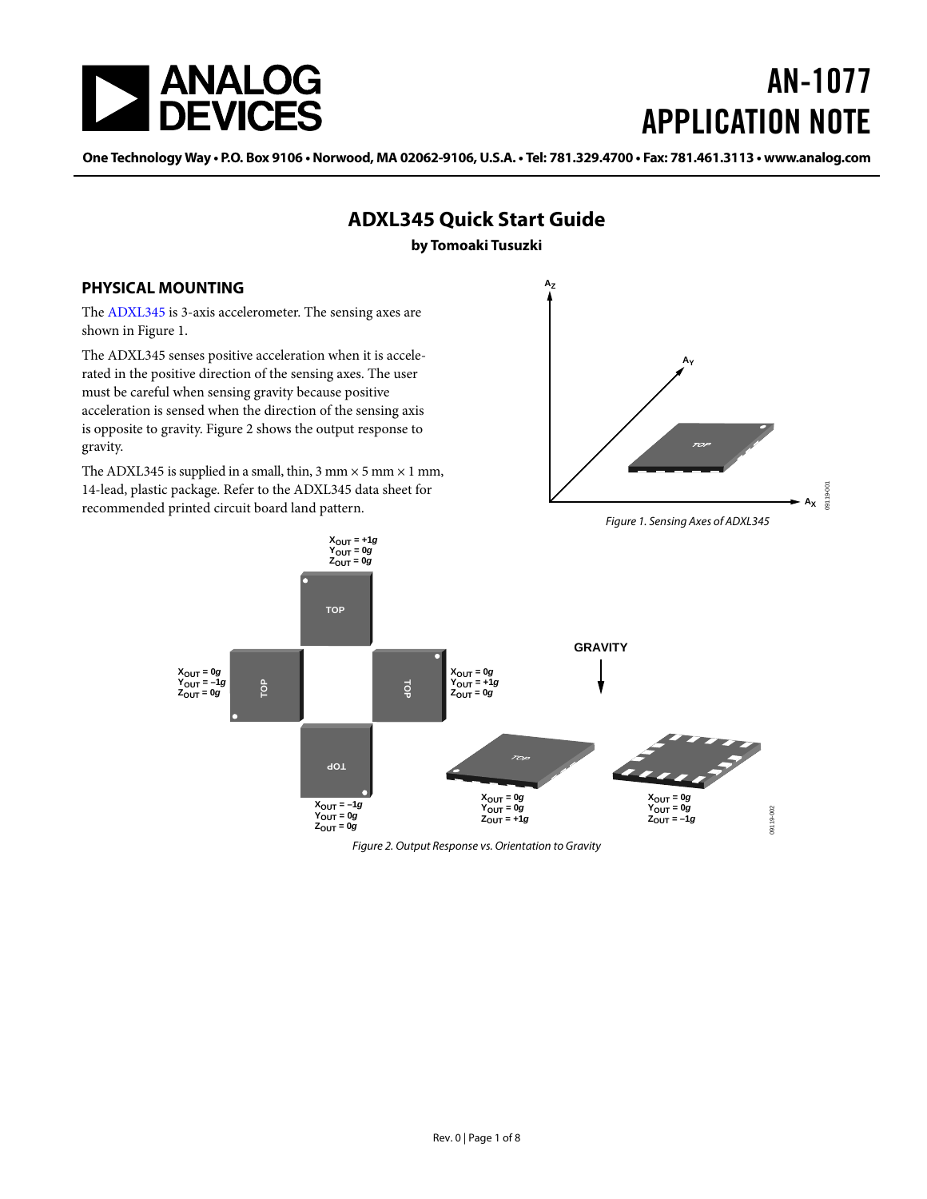# AN-1077
# APPLICATION NOTE

## ADXL345 Quick Start Guide

**by Tomoaki Tusuzki**

### PHYSICAL MOUNTING

The ADXL345 is 3-axis accelerometer. The sensing axes are shown in Figure 1.

The ADXL345 senses positive acceleration when it is accelerated in the positive direction of the sensing axes. The user must be careful when sensing gravity because positive acceleration is sensed when the direction of the sensing axis is opposite to gravity. Figure 2 shows the output response to gravity.

The ADXL345 is supplied in a small, thin, 3 mm × 5 mm × 1 mm, 14-lead, plastic package. Refer to the ADXL345 data sheet for recommended printed circuit board land pattern.

*Figure 1. Sensing Axes of ADXL345*

*Figure 2. Output Response vs. Orientation to Gravity*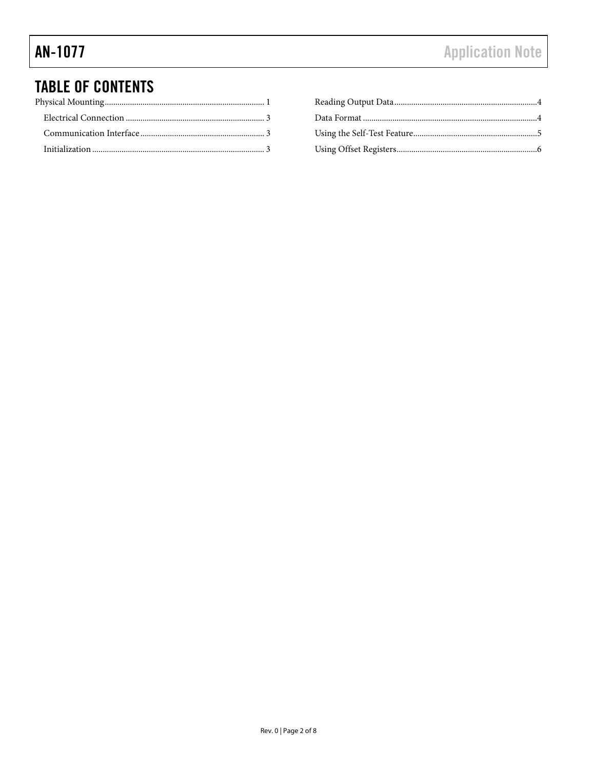## TABLE OF CONTENTS

Physical Mounting .......... 1

- Electrical Connection .......... 3
- Communication Interface .......... 3
- Initialization .......... 3

Reading Output Data .......... 4

Data Format .......... 4

Using the Self-Test Feature .......... 5

Using Offset Registers .......... 6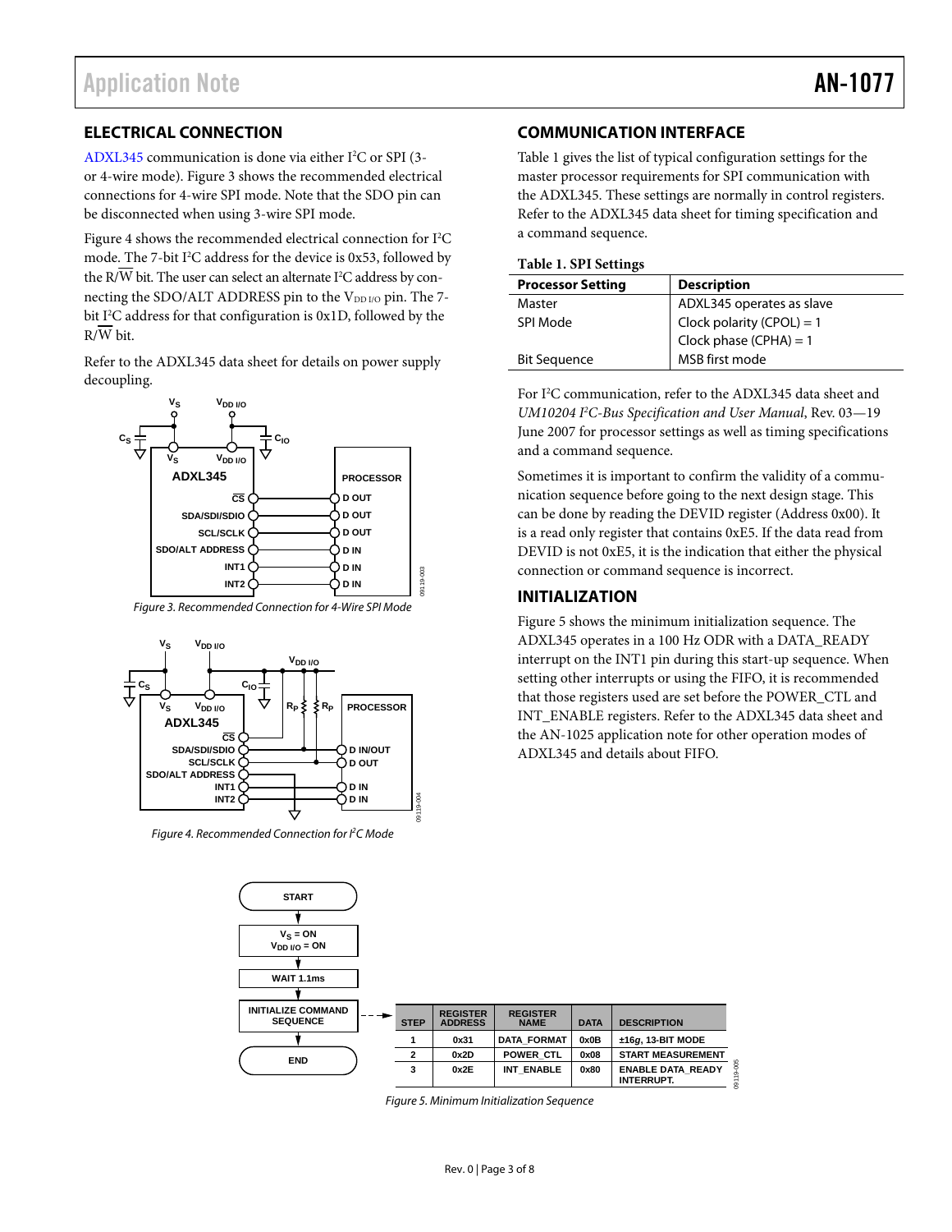## ELECTRICAL CONNECTION

ADXL345 communication is done via either I²C or SPI (3- or 4-wire mode). Figure 3 shows the recommended electrical connections for 4-wire SPI mode. Note that the SDO pin can be disconnected when using 3-wire SPI mode.

Figure 4 shows the recommended electrical connection for I²C mode. The 7-bit I²C address for the device is 0x53, followed by the R/W̄ bit. The user can select an alternate I²C address by connecting the SDO/ALT ADDRESS pin to the $V_{DD\ I/O}$ pin. The 7-bit I²C address for that configuration is 0x1D, followed by the R/W̄ bit.

Refer to the ADXL345 data sheet for details on power supply decoupling.

Figure 3. Recommended Connection for 4-Wire SPI Mode

Figure 4. Recommended Connection for I²C Mode

## COMMUNICATION INTERFACE

Table 1 gives the list of typical configuration settings for the master processor requirements for SPI communication with the ADXL345. These settings are normally in control registers. Refer to the ADXL345 data sheet for timing specification and a command sequence.

**Table 1. SPI Settings**

| Processor Setting | Description |
|---|---|
| Master | ADXL345 operates as slave |
| SPI Mode | Clock polarity (CPOL) = 1<br>Clock phase (CPHA) = 1 |
| Bit Sequence | MSB first mode |

For I²C communication, refer to the ADXL345 data sheet and *UM10204 I²C-Bus Specification and User Manual*, Rev. 03—19 June 2007 for processor settings as well as timing specifications and a command sequence.

Sometimes it is important to confirm the validity of a communication sequence before going to the next design stage. This can be done by reading the DEVID register (Address 0x00). It is a read only register that contains 0xE5. If the data read from DEVID is not 0xE5, it is the indication that either the physical connection or command sequence is incorrect.

## INITIALIZATION

Figure 5 shows the minimum initialization sequence. The ADXL345 operates in a 100 Hz ODR with a DATA_READY interrupt on the INT1 pin during this start-up sequence. When setting other interrupts or using the FIFO, it is recommended that those registers used are set before the POWER_CTL and INT_ENABLE registers. Refer to the ADXL345 data sheet and the AN-1025 application note for other operation modes of ADXL345 and details about FIFO.

START → $V_S$ = ON, $V_{DD\ I/O}$ = ON → WAIT 1.1ms → INITIALIZE COMMAND SEQUENCE → END

| STEP | REGISTER ADDRESS | REGISTER NAME | DATA | DESCRIPTION |
|---|---|---|---|---|
| 1 | 0x31 | DATA_FORMAT | 0x0B | ±16*g*, 13-BIT MODE |
| 2 | 0x2D | POWER_CTL | 0x08 | START MEASUREMENT |
| 3 | 0x2E | INT_ENABLE | 0x80 | ENABLE DATA_READY INTERRUPT. |

Figure 5. Minimum Initialization Sequence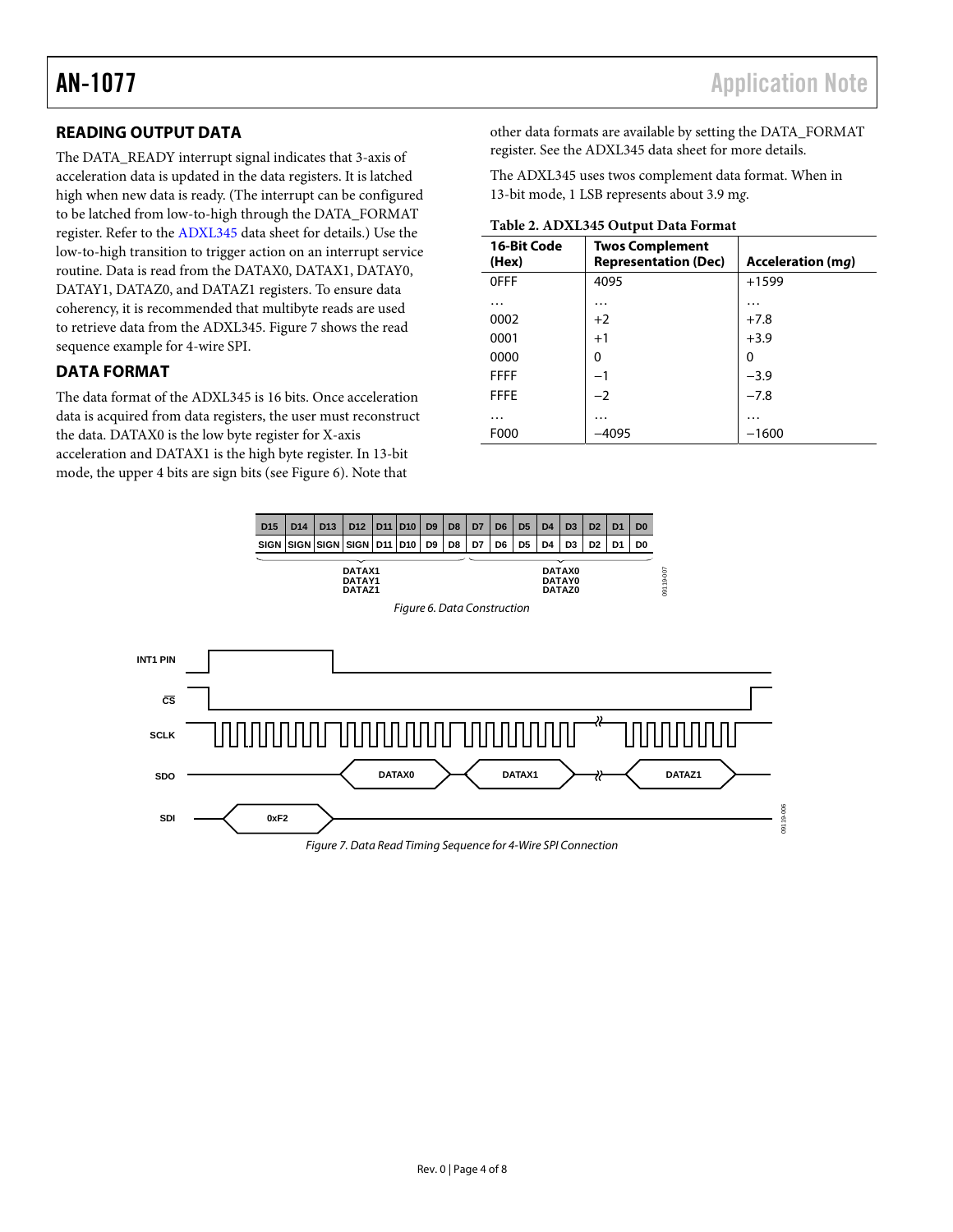## READING OUTPUT DATA

The DATA_READY interrupt signal indicates that 3-axis of acceleration data is updated in the data registers. It is latched high when new data is ready. (The interrupt can be configured to be latched from low-to-high through the DATA_FORMAT register. Refer to the ADXL345 data sheet for details.) Use the low-to-high transition to trigger action on an interrupt service routine. Data is read from the DATAX0, DATAX1, DATAY0, DATAY1, DATAZ0, and DATAZ1 registers. To ensure data coherency, it is recommended that multibyte reads are used to retrieve data from the ADXL345. Figure 7 shows the read sequence example for 4-wire SPI.

## DATA FORMAT

The data format of the ADXL345 is 16 bits. Once acceleration data is acquired from data registers, the user must reconstruct the data. DATAX0 is the low byte register for X-axis acceleration and DATAX1 is the high byte register. In 13-bit mode, the upper 4 bits are sign bits (see Figure 6). Note that other data formats are available by setting the DATA_FORMAT register. See the ADXL345 data sheet for more details.

The ADXL345 uses twos complement data format. When in 13-bit mode, 1 LSB represents about 3.9 m*g*.

**Table 2. ADXL345 Output Data Format**

| 16-Bit Code (Hex) | Twos Complement Representation (Dec) | Acceleration (m*g*) |
|---|---|---|
| 0FFF | 4095 | +1599 |
| … | … | … |
| 0002 | +2 | +7.8 |
| 0001 | +1 | +3.9 |
| 0000 | 0 | 0 |
| FFFF | −1 | −3.9 |
| FFFE | −2 | −7.8 |
| … | … | … |
| F000 | −4095 | −1600 |

| D15 | D14 | D13 | D12 | D11 | D10 | D9 | D8 | D7 | D6 | D5 | D4 | D3 | D2 | D1 | D0 |
|---|---|---|---|---|---|---|---|---|---|---|---|---|---|---|---|
| SIGN | SIGN | SIGN | SIGN | D11 | D10 | D9 | D8 | D7 | D6 | D5 | D4 | D3 | D2 | D1 | D0 |

DATAX1 / DATAY1 / DATAZ1 (D15–D8); DATAX0 / DATAY0 / DATAZ0 (D7–D0)

*Figure 6. Data Construction*

*Figure 7. Data Read Timing Sequence for 4-Wire SPI Connection*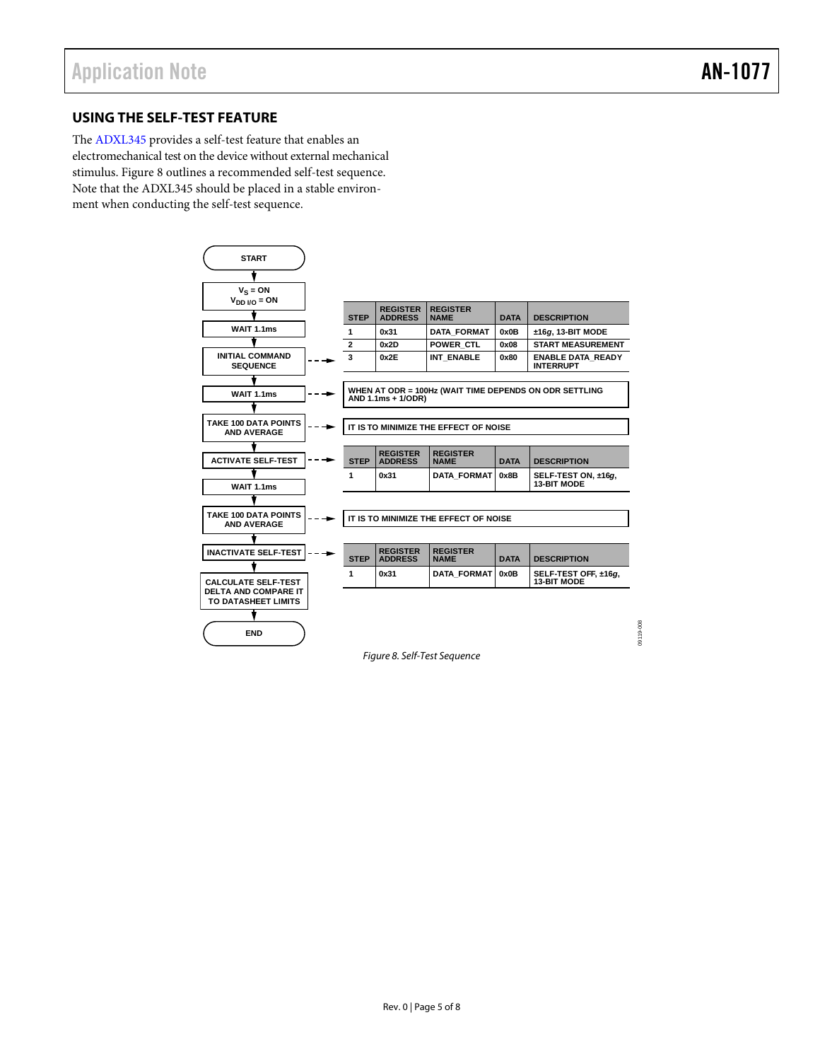## USING THE SELF-TEST FEATURE

The ADXL345 provides a self-test feature that enables an electromechanical test on the device without external mechanical stimulus. Figure 8 outlines a recommended self-test sequence. Note that the ADXL345 should be placed in a stable environment when conducting the self-test sequence.

START

↓

$V_S$ = ON
$V_{DD\ I/O}$ = ON

↓

WAIT 1.1ms

↓

INITIAL COMMAND SEQUENCE

| STEP | REGISTER ADDRESS | REGISTER NAME | DATA | DESCRIPTION |
|---|---|---|---|---|
| 1 | 0x31 | DATA_FORMAT | 0x0B | ±16*g*, 13-BIT MODE |
| 2 | 0x2D | POWER_CTL | 0x08 | START MEASUREMENT |
| 3 | 0x2E | INT_ENABLE | 0x80 | ENABLE DATA_READY INTERRUPT |

↓

WAIT 1.1ms — WHEN AT ODR = 100Hz (WAIT TIME DEPENDS ON ODR SETTLING AND 1.1ms + 1/ODR)

↓

TAKE 100 DATA POINTS AND AVERAGE — IT IS TO MINIMIZE THE EFFECT OF NOISE

↓

ACTIVATE SELF-TEST

| STEP | REGISTER ADDRESS | REGISTER NAME | DATA | DESCRIPTION |
|---|---|---|---|---|
| 1 | 0x31 | DATA_FORMAT | 0x8B | SELF-TEST ON, ±16*g*, 13-BIT MODE |

↓

WAIT 1.1ms

↓

TAKE 100 DATA POINTS AND AVERAGE — IT IS TO MINIMIZE THE EFFECT OF NOISE

↓

INACTIVATE SELF-TEST

| STEP | REGISTER ADDRESS | REGISTER NAME | DATA | DESCRIPTION |
|---|---|---|---|---|
| 1 | 0x31 | DATA_FORMAT | 0x0B | SELF-TEST OFF, ±16*g*, 13-BIT MODE |

↓

CALCULATE SELF-TEST DELTA AND COMPARE IT TO DATASHEET LIMITS

↓

END

*Figure 8. Self-Test Sequence*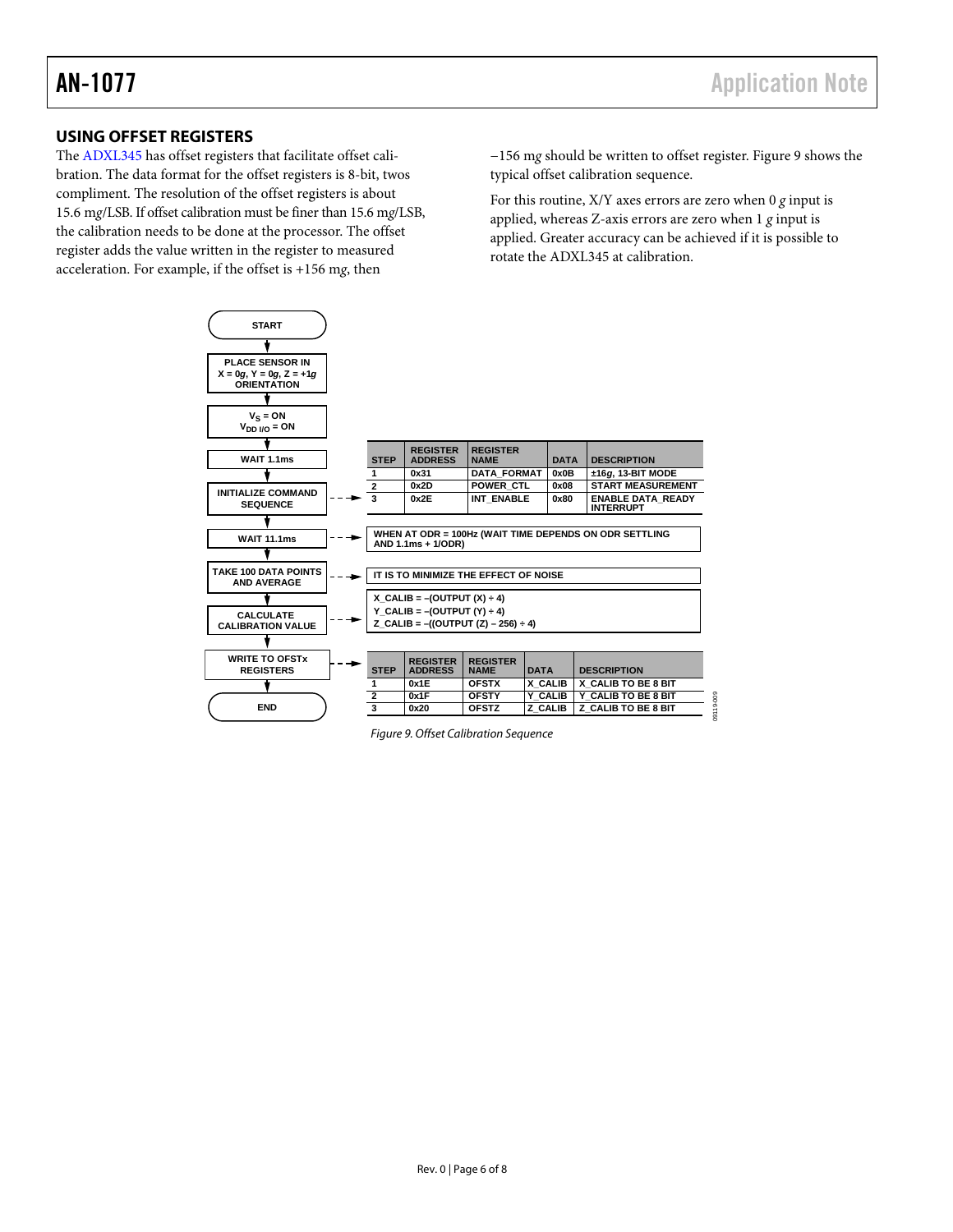## USING OFFSET REGISTERS

The ADXL345 has offset registers that facilitate offset calibration. The data format for the offset registers is 8-bit, twos compliment. The resolution of the offset registers is about 15.6 m*g*/LSB. If offset calibration must be finer than 15.6 m*g*/LSB, the calibration needs to be done at the processor. The offset register adds the value written in the register to measured acceleration. For example, if the offset is +156 m*g*, then −156 m*g* should be written to offset register. Figure 9 shows the typical offset calibration sequence.

For this routine, X/Y axes errors are zero when 0 *g* input is applied, whereas Z-axis errors are zero when 1 *g* input is applied. Greater accuracy can be achieved if it is possible to rotate the ADXL345 at calibration.

START

↓

PLACE SENSOR IN X = 0*g*, Y = 0*g*, Z = +1*g* ORIENTATION

↓

$V_S$ = ON, $V_{DD\ I/O}$ = ON

↓

WAIT 1.1ms

↓

INITIALIZE COMMAND SEQUENCE

| STEP | REGISTER ADDRESS | REGISTER NAME | DATA | DESCRIPTION |
|---|---|---|---|---|
| 1 | 0x31 | DATA_FORMAT | 0x0B | ±16*g*, 13-BIT MODE |
| 2 | 0x2D | POWER_CTL | 0x08 | START MEASUREMENT |
| 3 | 0x2E | INT_ENABLE | 0x80 | ENABLE DATA_READY INTERRUPT |

↓

WAIT 11.1ms — WHEN AT ODR = 100Hz (WAIT TIME DEPENDS ON ODR SETTLING AND 1.1ms + 1/ODR)

↓

TAKE 100 DATA POINTS AND AVERAGE — IT IS TO MINIMIZE THE EFFECT OF NOISE

↓

CALCULATE CALIBRATION VALUE

X_CALIB = –(OUTPUT (X) ÷ 4)
Y_CALIB = –(OUTPUT (Y) ÷ 4)
Z_CALIB = –((OUTPUT (Z) – 256) ÷ 4)

↓

WRITE TO OFSTx REGISTERS

| STEP | REGISTER ADDRESS | REGISTER NAME | DATA | DESCRIPTION |
|---|---|---|---|---|
| 1 | 0x1E | OFSTX | X_CALIB | X_CALIB TO BE 8 BIT |
| 2 | 0x1F | OFSTY | Y_CALIB | Y_CALIB TO BE 8 BIT |
| 3 | 0x20 | OFSTZ | Z_CALIB | Z_CALIB TO BE 8 BIT |

↓

END

*Figure 9. Offset Calibration Sequence*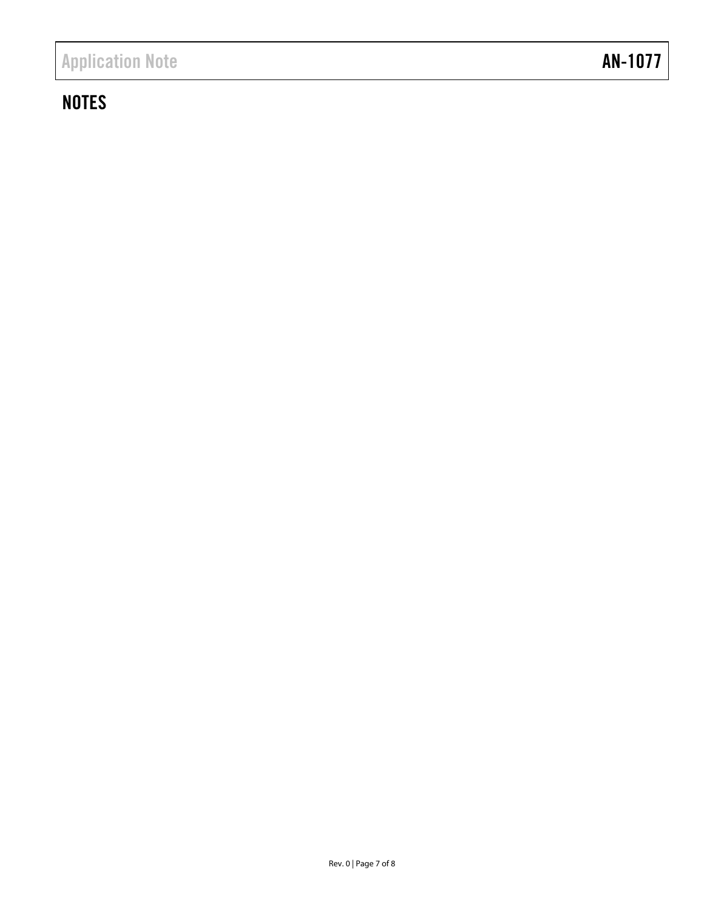## NOTES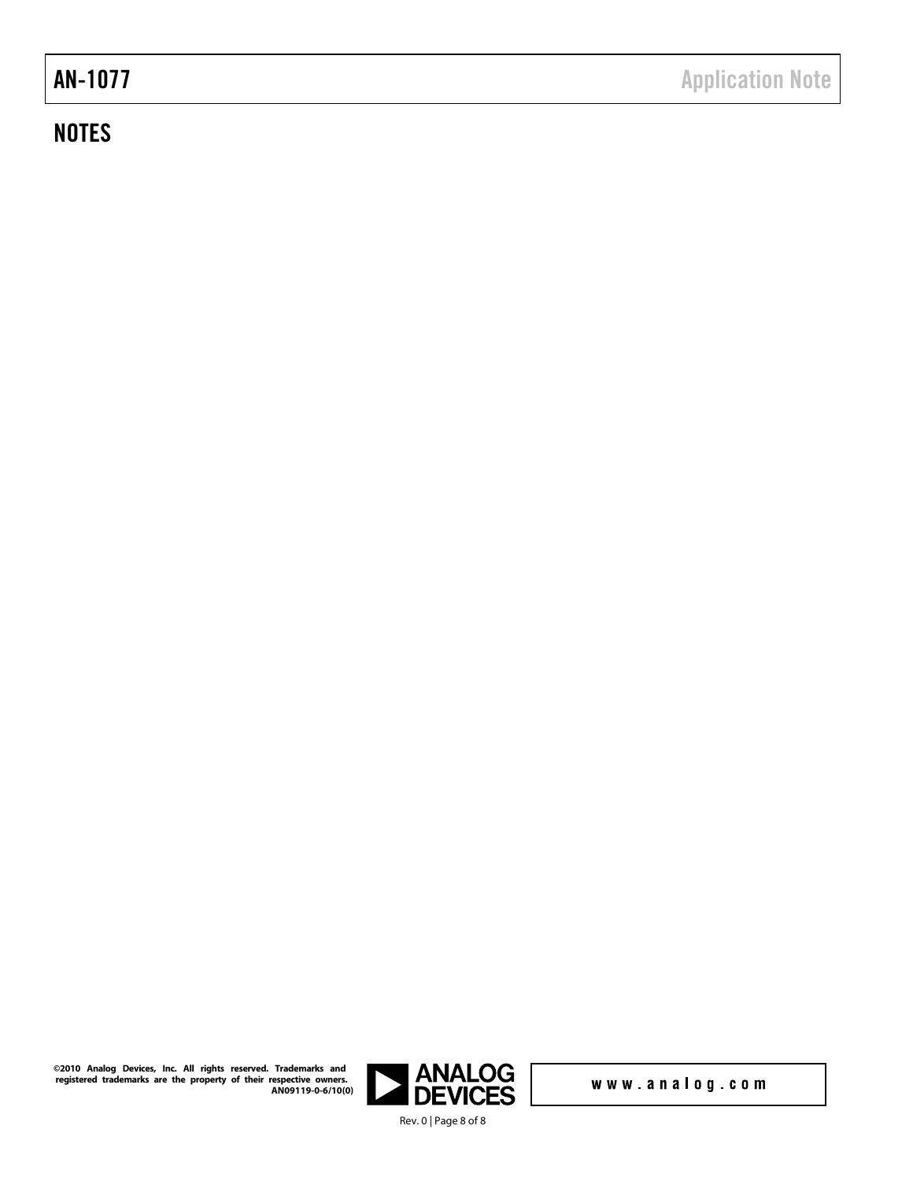## NOTES

©2010 Analog Devices, Inc. All rights reserved. Trademarks and registered trademarks are the property of their respective owners.
AN09119-0-6/10(0)

www.analog.com